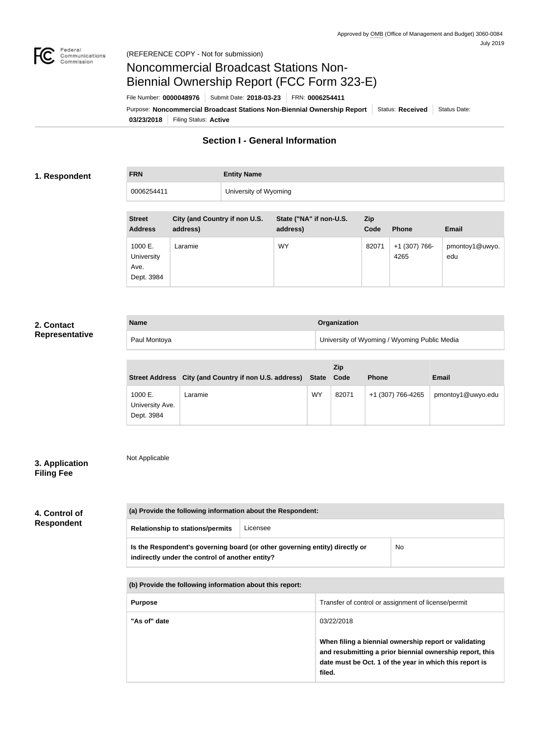Approved by OMB (Office of Management and Budget) 3060-0084
July 2019

(REFERENCE COPY - Not for submission)

# Noncommercial Broadcast Stations Non-Biennial Ownership Report (FCC Form 323-E)

File Number: **0000048976** | Submit Date: **2018-03-23** | FRN: **0006254411**

Purpose: **Noncommercial Broadcast Stations Non-Biennial Ownership Report** | Status: **Received** | Status Date: **03/23/2018** | Filing Status: **Active**

## Section I - General Information

### 1. Respondent

| FRN | Entity Name |
| --- | --- |
| 0006254411 | University of Wyoming |

| Street Address | City (and Country if non U.S. address) | State ("NA" if non-U.S. address) | Zip Code | Phone | Email |
| --- | --- | --- | --- | --- | --- |
| 1000 E. University Ave. Dept. 3984 | Laramie | WY | 82071 | +1 (307) 766-4265 | pmontoy1@uwyo.edu |

### 2. Contact Representative

| Name | Organization |
| --- | --- |
| Paul Montoya | University of Wyoming / Wyoming Public Media |

| Street Address | City (and Country if non U.S. address) | State | Zip Code | Phone | Email |
| --- | --- | --- | --- | --- | --- |
| 1000 E. University Ave. Dept. 3984 | Laramie | WY | 82071 | +1 (307) 766-4265 | pmontoy1@uwyo.edu |

### 3. Application Filing Fee

Not Applicable

### 4. Control of Respondent

| (a) Provide the following information about the Respondent: | |
| --- | --- |
| **Relationship to stations/permits** | Licensee |
| **Is the Respondent's governing board (or other governing entity) directly or indirectly under the control of another entity?** | No |

| (b) Provide the following information about this report: | |
| --- | --- |
| **Purpose** | Transfer of control or assignment of license/permit |
| **"As of" date** | 03/22/2018<br><br>**When filing a biennial ownership report or validating and resubmitting a prior biennial ownership report, this date must be Oct. 1 of the year in which this report is filed.** |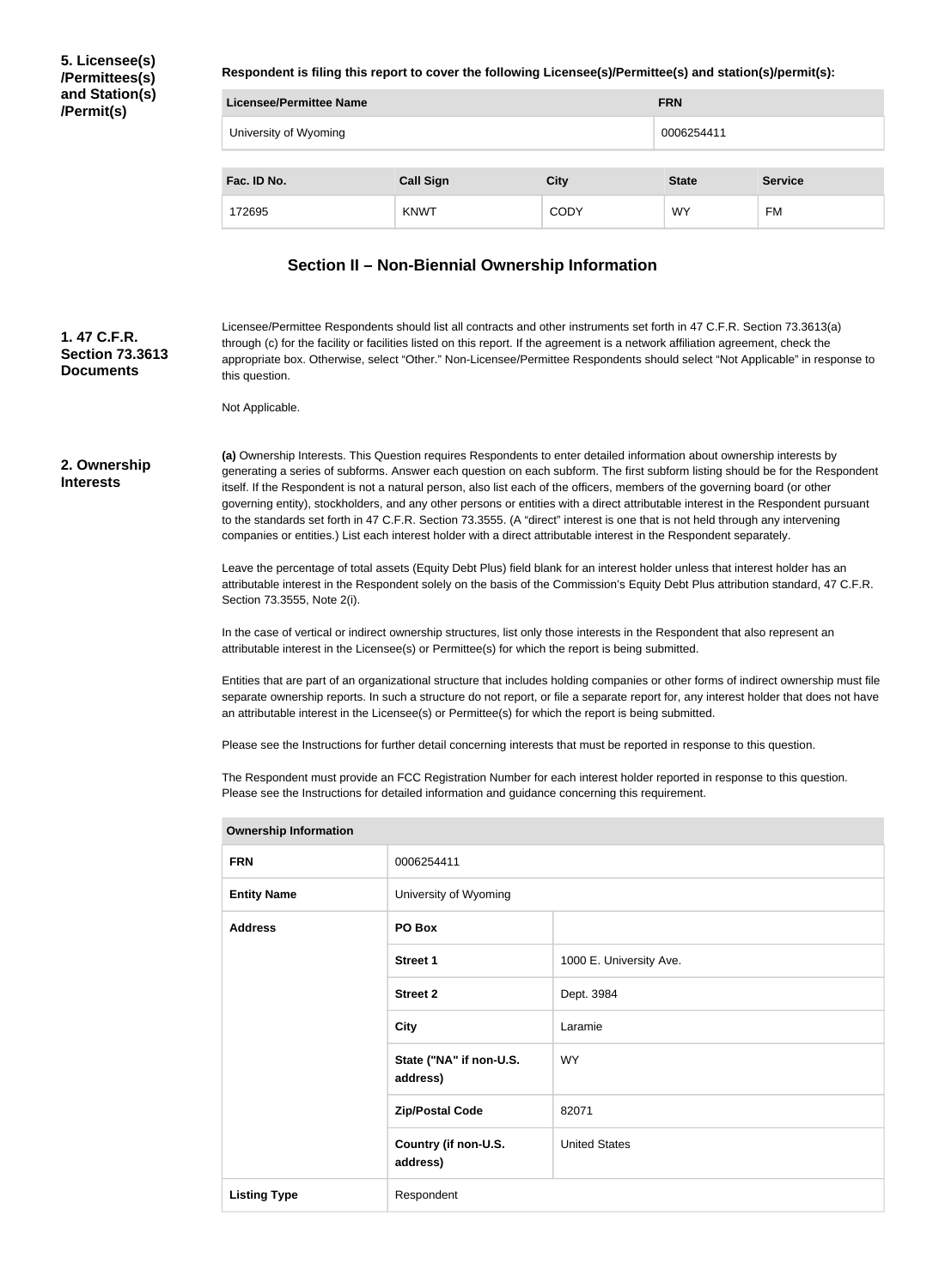**5. Licensee(s)/Permittees(s) and Station(s)/Permit(s)**

**Respondent is filing this report to cover the following Licensee(s)/Permittee(s) and station(s)/permit(s):**

| Licensee/Permittee Name | FRN |
| --- | --- |
| University of Wyoming | 0006254411 |

| Fac. ID No. | Call Sign | City | State | Service |
| --- | --- | --- | --- | --- |
| 172695 | KNWT | CODY | WY | FM |

## Section II – Non-Biennial Ownership Information

**1. 47 C.F.R. Section 73.3613 Documents**

Licensee/Permittee Respondents should list all contracts and other instruments set forth in 47 C.F.R. Section 73.3613(a) through (c) for the facility or facilities listed on this report. If the agreement is a network affiliation agreement, check the appropriate box. Otherwise, select "Other." Non-Licensee/Permittee Respondents should select "Not Applicable" in response to this question.

Not Applicable.

**2. Ownership Interests**

**(a)** Ownership Interests. This Question requires Respondents to enter detailed information about ownership interests by generating a series of subforms. Answer each question on each subform. The first subform listing should be for the Respondent itself. If the Respondent is not a natural person, also list each of the officers, members of the governing board (or other governing entity), stockholders, and any other persons or entities with a direct attributable interest in the Respondent pursuant to the standards set forth in 47 C.F.R. Section 73.3555. (A "direct" interest is one that is not held through any intervening companies or entities.) List each interest holder with a direct attributable interest in the Respondent separately.

Leave the percentage of total assets (Equity Debt Plus) field blank for an interest holder unless that interest holder has an attributable interest in the Respondent solely on the basis of the Commission's Equity Debt Plus attribution standard, 47 C.F.R. Section 73.3555, Note 2(i).

In the case of vertical or indirect ownership structures, list only those interests in the Respondent that also represent an attributable interest in the Licensee(s) or Permittee(s) for which the report is being submitted.

Entities that are part of an organizational structure that includes holding companies or other forms of indirect ownership must file separate ownership reports. In such a structure do not report, or file a separate report for, any interest holder that does not have an attributable interest in the Licensee(s) or Permittee(s) for which the report is being submitted.

Please see the Instructions for further detail concerning interests that must be reported in response to this question.

The Respondent must provide an FCC Registration Number for each interest holder reported in response to this question. Please see the Instructions for detailed information and guidance concerning this requirement.

| Ownership Information | | |
| --- | --- | --- |
| FRN | 0006254411 | |
| Entity Name | University of Wyoming | |
| Address | PO Box | |
| | Street 1 | 1000 E. University Ave. |
| | Street 2 | Dept. 3984 |
| | City | Laramie |
| | State ("NA" if non-U.S. address) | WY |
| | Zip/Postal Code | 82071 |
| | Country (if non-U.S. address) | United States |
| Listing Type | Respondent | |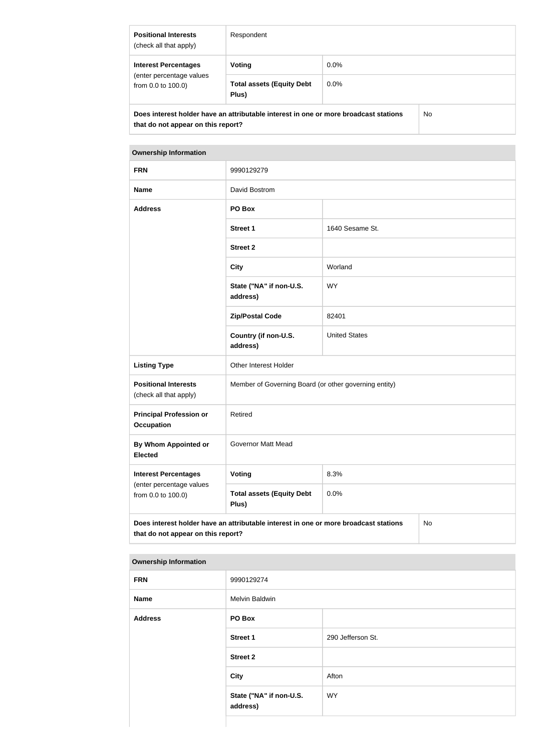| **Positional Interests** (check all that apply) | Respondent | |
|---|---|---|
| **Interest Percentages** (enter percentage values from 0.0 to 100.0) | **Voting** | 0.0% |
| | **Total assets (Equity Debt Plus)** | 0.0% |
| **Does interest holder have an attributable interest in one or more broadcast stations that do not appear on this report?** | | No |

| **Ownership Information** | | |
|---|---|---|
| **FRN** | 9990129279 | |
| **Name** | David Bostrom | |
| **Address** | **PO Box** | |
| | **Street 1** | 1640 Sesame St. |
| | **Street 2** | |
| | **City** | Worland |
| | **State ("NA" if non-U.S. address)** | WY |
| | **Zip/Postal Code** | 82401 |
| | **Country (if non-U.S. address)** | United States |
| **Listing Type** | Other Interest Holder | |
| **Positional Interests** (check all that apply) | Member of Governing Board (or other governing entity) | |
| **Principal Profession or Occupation** | Retired | |
| **By Whom Appointed or Elected** | Governor Matt Mead | |
| **Interest Percentages** (enter percentage values from 0.0 to 100.0) | **Voting** | 8.3% |
| | **Total assets (Equity Debt Plus)** | 0.0% |
| **Does interest holder have an attributable interest in one or more broadcast stations that do not appear on this report?** | | No |

| **Ownership Information** | | |
|---|---|---|
| **FRN** | 9990129274 | |
| **Name** | Melvin Baldwin | |
| **Address** | **PO Box** | |
| | **Street 1** | 290 Jefferson St. |
| | **Street 2** | |
| | **City** | Afton |
| | **State ("NA" if non-U.S. address)** | WY |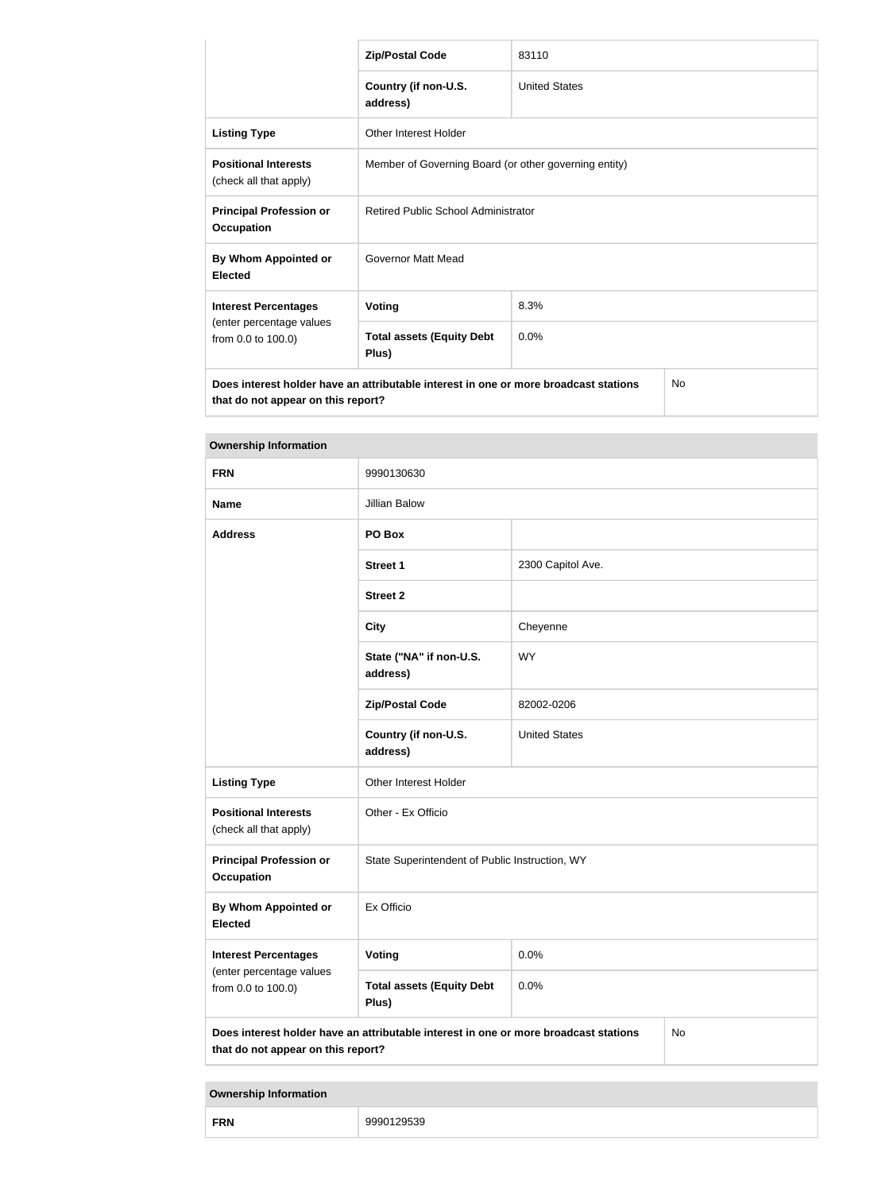| | | |
|---|---|---|
| | **Zip/Postal Code** | 83110 |
| | **Country (if non-U.S. address)** | United States |
| **Listing Type** | Other Interest Holder | |
| **Positional Interests** (check all that apply) | Member of Governing Board (or other governing entity) | |
| **Principal Profession or Occupation** | Retired Public School Administrator | |
| **By Whom Appointed or Elected** | Governor Matt Mead | |
| **Interest Percentages** (enter percentage values from 0.0 to 100.0) | **Voting** | 8.3% |
| | **Total assets (Equity Debt Plus)** | 0.0% |
| **Does interest holder have an attributable interest in one or more broadcast stations that do not appear on this report?** | | No |

| **Ownership Information** | | |
|---|---|---|
| **FRN** | 9990130630 | |
| **Name** | Jillian Balow | |
| **Address** | **PO Box** | |
| | **Street 1** | 2300 Capitol Ave. |
| | **Street 2** | |
| | **City** | Cheyenne |
| | **State ("NA" if non-U.S. address)** | WY |
| | **Zip/Postal Code** | 82002-0206 |
| | **Country (if non-U.S. address)** | United States |
| **Listing Type** | Other Interest Holder | |
| **Positional Interests** (check all that apply) | Other - Ex Officio | |
| **Principal Profession or Occupation** | State Superintendent of Public Instruction, WY | |
| **By Whom Appointed or Elected** | Ex Officio | |
| **Interest Percentages** (enter percentage values from 0.0 to 100.0) | **Voting** | 0.0% |
| | **Total assets (Equity Debt Plus)** | 0.0% |
| **Does interest holder have an attributable interest in one or more broadcast stations that do not appear on this report?** | | No |

| **Ownership Information** | |
|---|---|
| **FRN** | 9990129539 |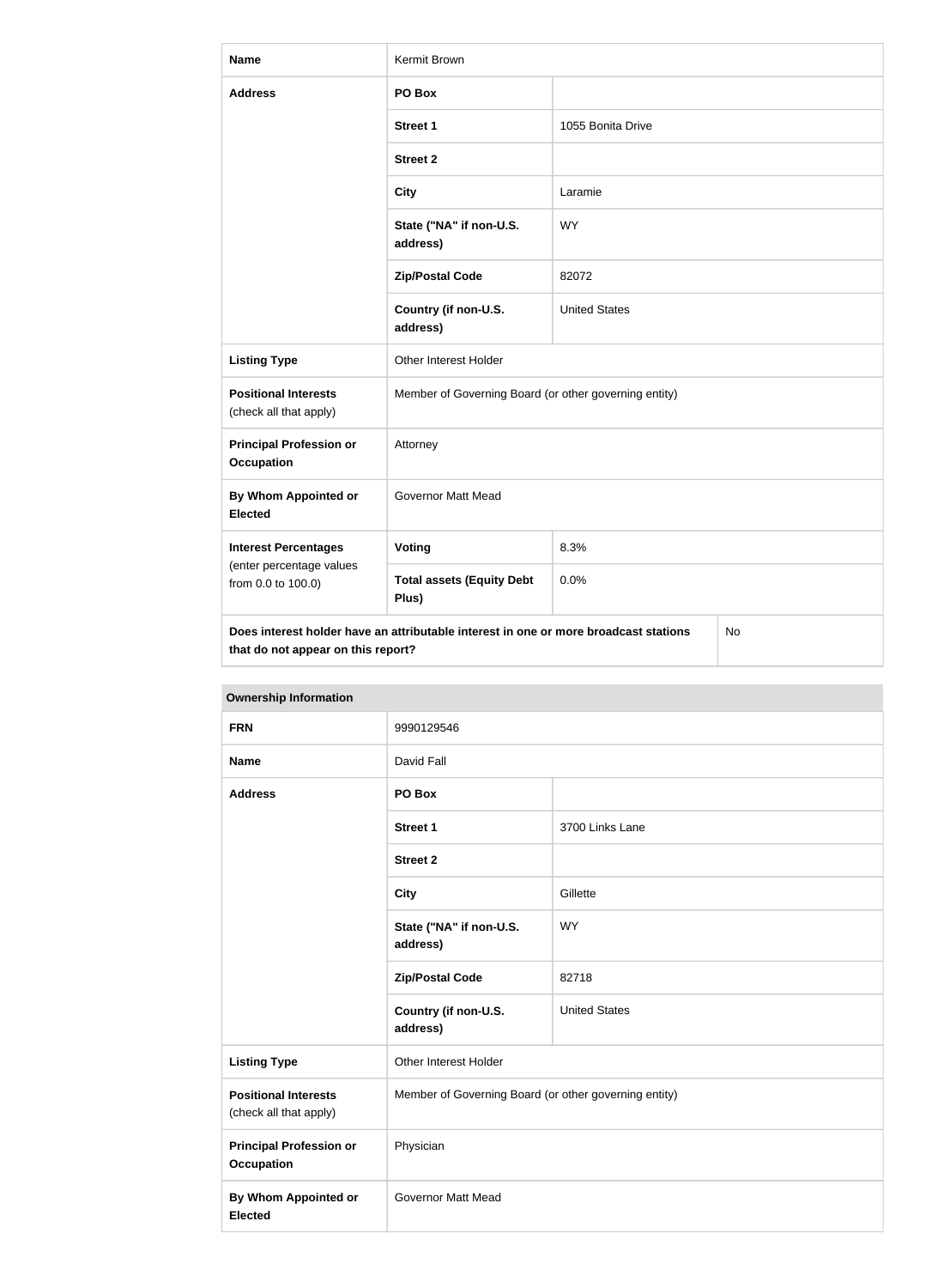| Name | Kermit Brown | |
|---|---|---|
| Address | PO Box | |
| | Street 1 | 1055 Bonita Drive |
| | Street 2 | |
| | City | Laramie |
| | State ("NA" if non-U.S. address) | WY |
| | Zip/Postal Code | 82072 |
| | Country (if non-U.S. address) | United States |
| Listing Type | Other Interest Holder | |
| Positional Interests (check all that apply) | Member of Governing Board (or other governing entity) | |
| Principal Profession or Occupation | Attorney | |
| By Whom Appointed or Elected | Governor Matt Mead | |
| Interest Percentages (enter percentage values from 0.0 to 100.0) | Voting | 8.3% |
| | Total assets (Equity Debt Plus) | 0.0% |
| Does interest holder have an attributable interest in one or more broadcast stations that do not appear on this report? | | No |

**Ownership Information**

| FRN | 9990129546 | |
|---|---|---|
| Name | David Fall | |
| Address | PO Box | |
| | Street 1 | 3700 Links Lane |
| | Street 2 | |
| | City | Gillette |
| | State ("NA" if non-U.S. address) | WY |
| | Zip/Postal Code | 82718 |
| | Country (if non-U.S. address) | United States |
| Listing Type | Other Interest Holder | |
| Positional Interests (check all that apply) | Member of Governing Board (or other governing entity) | |
| Principal Profession or Occupation | Physician | |
| By Whom Appointed or Elected | Governor Matt Mead | |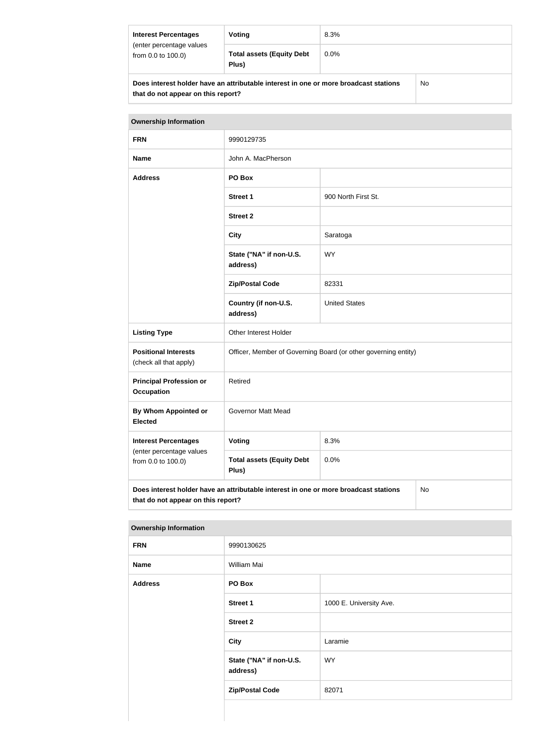| Interest Percentages (enter percentage values from 0.0 to 100.0) | Voting | 8.3% |
|---|---|---|
| | Total assets (Equity Debt Plus) | 0.0% |
| Does interest holder have an attributable interest in one or more broadcast stations that do not appear on this report? | | No |

| Ownership Information | | |
|---|---|---|
| FRN | 9990129735 | |
| Name | John A. MacPherson | |
| Address | PO Box | |
| | Street 1 | 900 North First St. |
| | Street 2 | |
| | City | Saratoga |
| | State ("NA" if non-U.S. address) | WY |
| | Zip/Postal Code | 82331 |
| | Country (if non-U.S. address) | United States |
| Listing Type | Other Interest Holder | |
| Positional Interests (check all that apply) | Officer, Member of Governing Board (or other governing entity) | |
| Principal Profession or Occupation | Retired | |
| By Whom Appointed or Elected | Governor Matt Mead | |
| Interest Percentages (enter percentage values from 0.0 to 100.0) | Voting | 8.3% |
| | Total assets (Equity Debt Plus) | 0.0% |
| Does interest holder have an attributable interest in one or more broadcast stations that do not appear on this report? | | No |

| Ownership Information | | |
|---|---|---|
| FRN | 9990130625 | |
| Name | William Mai | |
| Address | PO Box | |
| | Street 1 | 1000 E. University Ave. |
| | Street 2 | |
| | City | Laramie |
| | State ("NA" if non-U.S. address) | WY |
| | Zip/Postal Code | 82071 |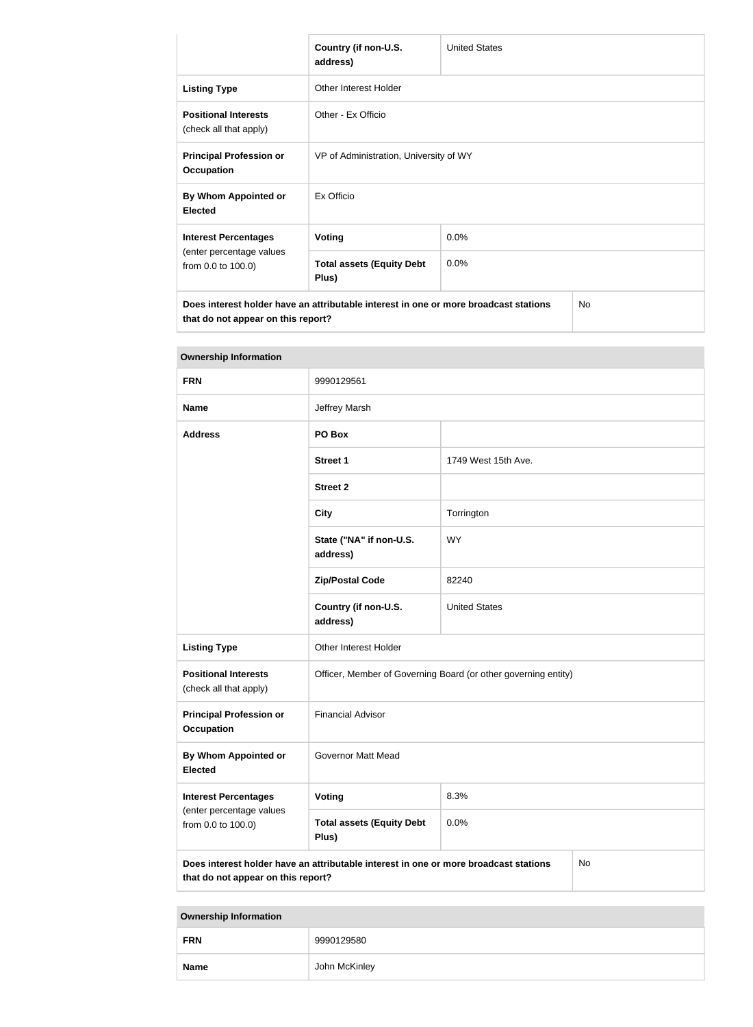| | | |
|---|---|---|
| | **Country (if non-U.S. address)** | United States |
| **Listing Type** | Other Interest Holder | |
| **Positional Interests** (check all that apply) | Other - Ex Officio | |
| **Principal Profession or Occupation** | VP of Administration, University of WY | |
| **By Whom Appointed or Elected** | Ex Officio | |
| **Interest Percentages** (enter percentage values from 0.0 to 100.0) | **Voting** | 0.0% |
| | **Total assets (Equity Debt Plus)** | 0.0% |
| **Does interest holder have an attributable interest in one or more broadcast stations that do not appear on this report?** | | No |

| **Ownership Information** | | |
|---|---|---|
| **FRN** | 9990129561 | |
| **Name** | Jeffrey Marsh | |
| **Address** | **PO Box** | |
| | **Street 1** | 1749 West 15th Ave. |
| | **Street 2** | |
| | **City** | Torrington |
| | **State ("NA" if non-U.S. address)** | WY |
| | **Zip/Postal Code** | 82240 |
| | **Country (if non-U.S. address)** | United States |
| **Listing Type** | Other Interest Holder | |
| **Positional Interests** (check all that apply) | Officer, Member of Governing Board (or other governing entity) | |
| **Principal Profession or Occupation** | Financial Advisor | |
| **By Whom Appointed or Elected** | Governor Matt Mead | |
| **Interest Percentages** (enter percentage values from 0.0 to 100.0) | **Voting** | 8.3% |
| | **Total assets (Equity Debt Plus)** | 0.0% |
| **Does interest holder have an attributable interest in one or more broadcast stations that do not appear on this report?** | | No |

| **Ownership Information** | |
|---|---|
| **FRN** | 9990129580 |
| **Name** | John McKinley |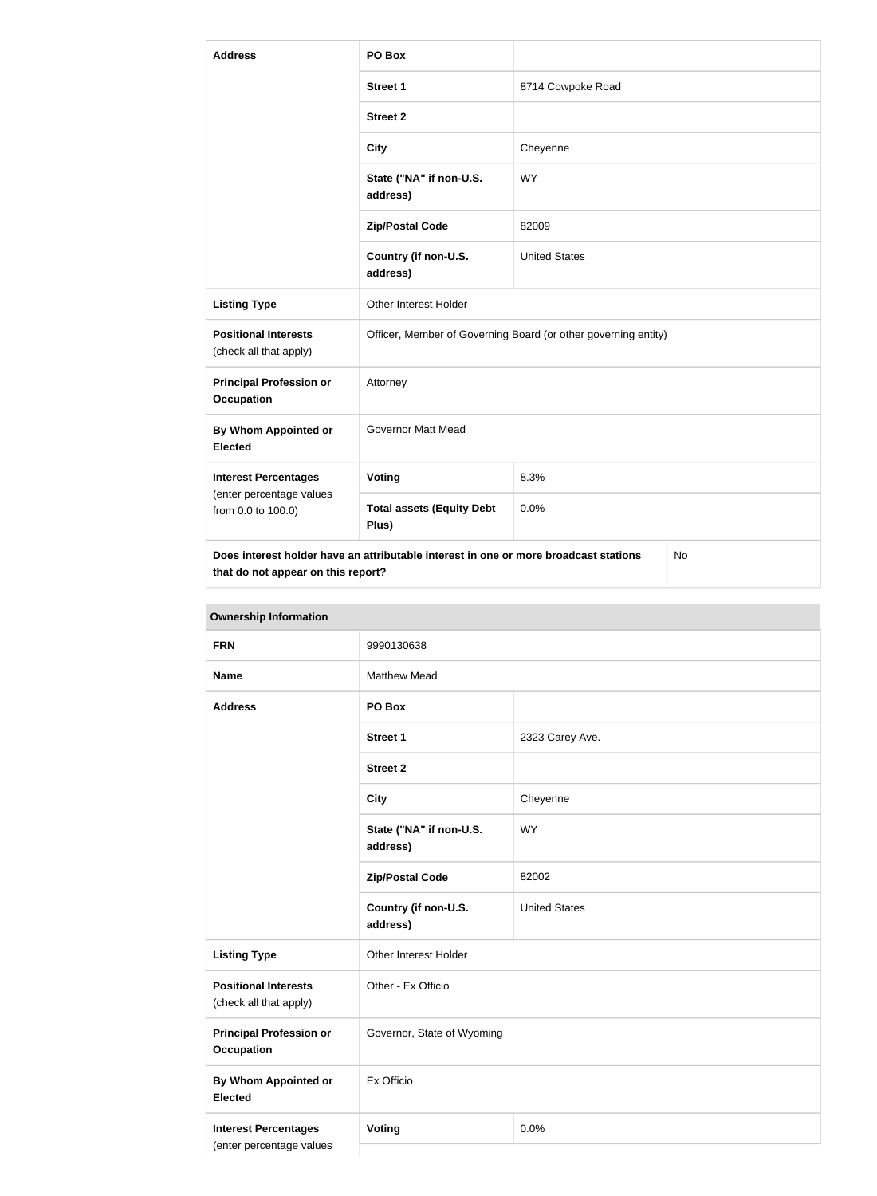| Address | PO Box | |
|---|---|---|
| | Street 1 | 8714 Cowpoke Road |
| | Street 2 | |
| | City | Cheyenne |
| | State ("NA" if non-U.S. address) | WY |
| | Zip/Postal Code | 82009 |
| | Country (if non-U.S. address) | United States |
| Listing Type | Other Interest Holder | |
| Positional Interests (check all that apply) | Officer, Member of Governing Board (or other governing entity) | |
| Principal Profession or Occupation | Attorney | |
| By Whom Appointed or Elected | Governor Matt Mead | |
| Interest Percentages (enter percentage values from 0.0 to 100.0) | Voting | 8.3% |
| | Total assets (Equity Debt Plus) | 0.0% |
| Does interest holder have an attributable interest in one or more broadcast stations that do not appear on this report? | | No |

**Ownership Information**

| FRN | 9990130638 | |
|---|---|---|
| Name | Matthew Mead | |
| Address | PO Box | |
| | Street 1 | 2323 Carey Ave. |
| | Street 2 | |
| | City | Cheyenne |
| | State ("NA" if non-U.S. address) | WY |
| | Zip/Postal Code | 82002 |
| | Country (if non-U.S. address) | United States |
| Listing Type | Other Interest Holder | |
| Positional Interests (check all that apply) | Other - Ex Officio | |
| Principal Profession or Occupation | Governor, State of Wyoming | |
| By Whom Appointed or Elected | Ex Officio | |
| Interest Percentages (enter percentage values | Voting | 0.0% |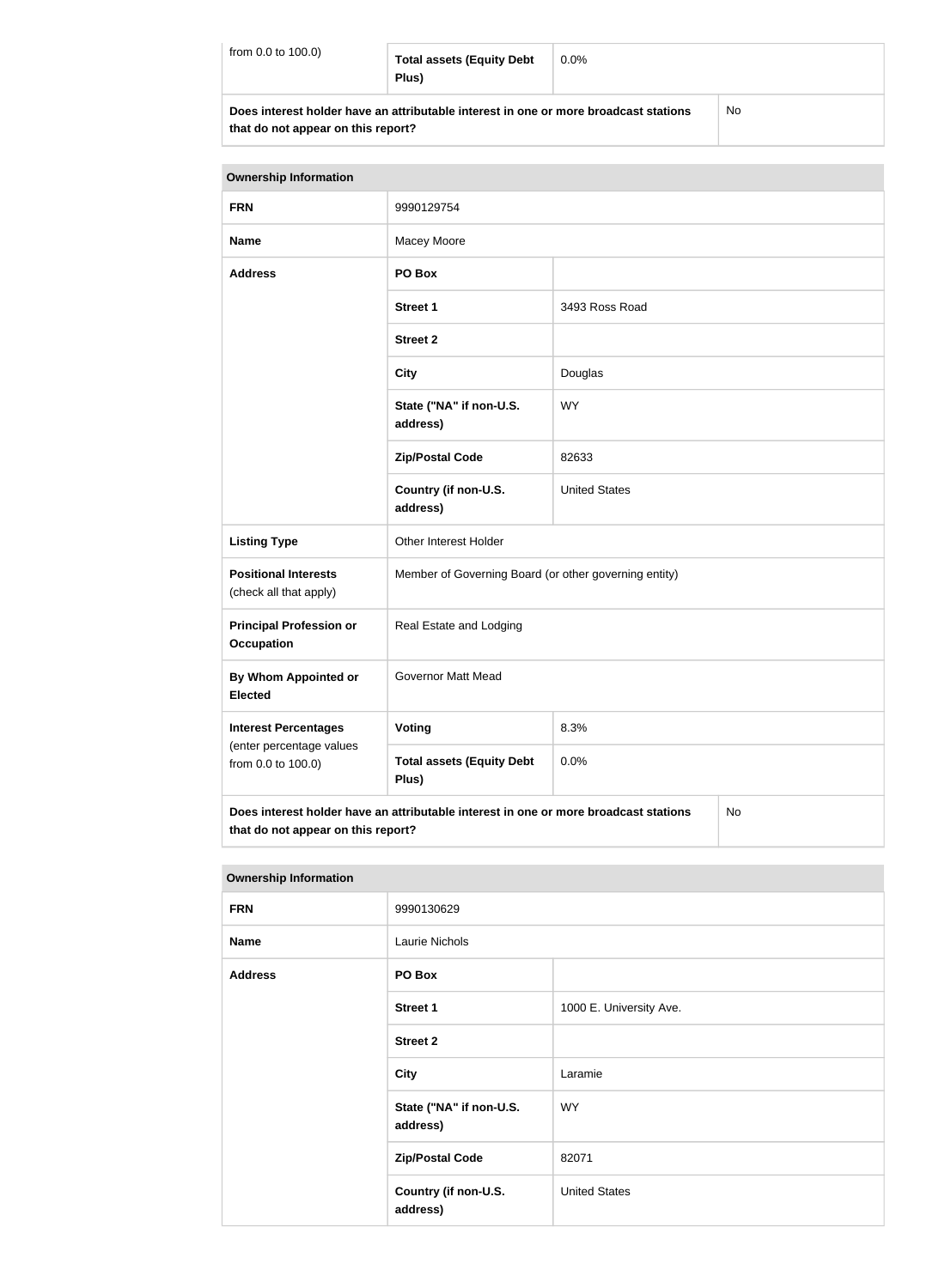| from 0.0 to 100.0) | Total assets (Equity Debt Plus) | 0.0% |
|---|---|---|
| **Does interest holder have an attributable interest in one or more broadcast stations that do not appear on this report?** | | No |

| Ownership Information | | |
|---|---|---|
| **FRN** | 9990129754 | |
| **Name** | Macey Moore | |
| **Address** | **PO Box** | |
| | **Street 1** | 3493 Ross Road |
| | **Street 2** | |
| | **City** | Douglas |
| | **State ("NA" if non-U.S. address)** | WY |
| | **Zip/Postal Code** | 82633 |
| | **Country (if non-U.S. address)** | United States |
| **Listing Type** | Other Interest Holder | |
| **Positional Interests** (check all that apply) | Member of Governing Board (or other governing entity) | |
| **Principal Profession or Occupation** | Real Estate and Lodging | |
| **By Whom Appointed or Elected** | Governor Matt Mead | |
| **Interest Percentages** (enter percentage values from 0.0 to 100.0) | **Voting** | 8.3% |
| | **Total assets (Equity Debt Plus)** | 0.0% |
| **Does interest holder have an attributable interest in one or more broadcast stations that do not appear on this report?** | | No |

| Ownership Information | | |
|---|---|---|
| **FRN** | 9990130629 | |
| **Name** | Laurie Nichols | |
| **Address** | **PO Box** | |
| | **Street 1** | 1000 E. University Ave. |
| | **Street 2** | |
| | **City** | Laramie |
| | **State ("NA" if non-U.S. address)** | WY |
| | **Zip/Postal Code** | 82071 |
| | **Country (if non-U.S. address)** | United States |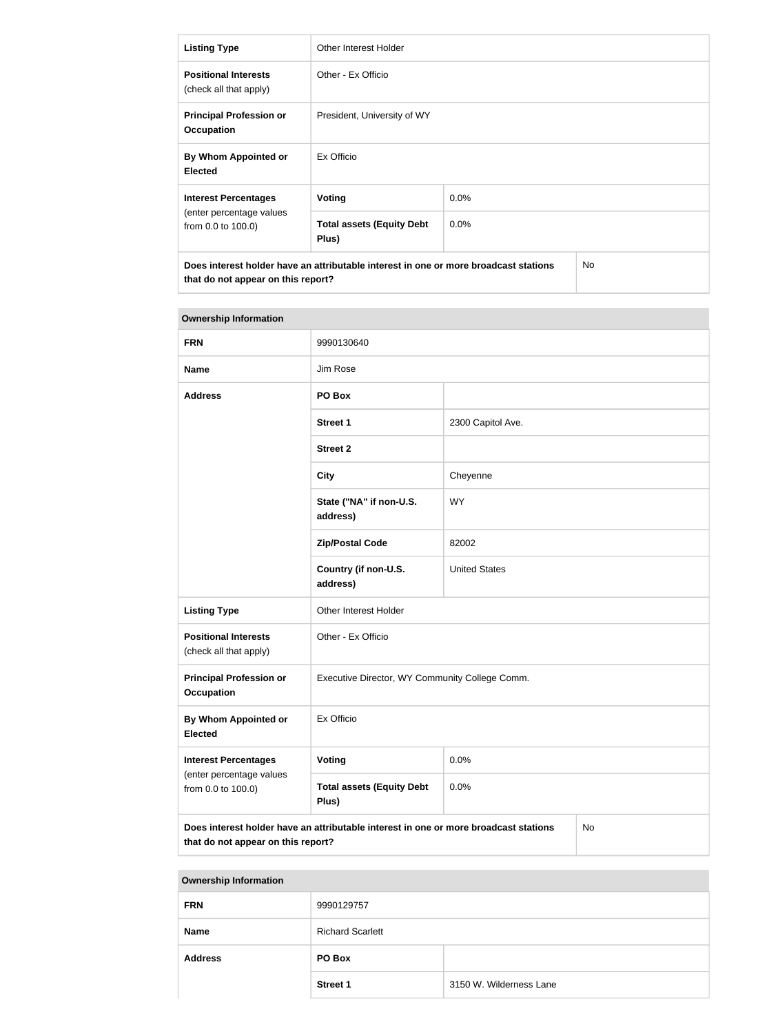| Listing Type | Other Interest Holder | |
| --- | --- | --- |
| Positional Interests (check all that apply) | Other - Ex Officio | |
| Principal Profession or Occupation | President, University of WY | |
| By Whom Appointed or Elected | Ex Officio | |
| Interest Percentages (enter percentage values from 0.0 to 100.0) | Voting | 0.0% |
| | Total assets (Equity Debt Plus) | 0.0% |
| Does interest holder have an attributable interest in one or more broadcast stations that do not appear on this report? | | No |

| Ownership Information | | |
| --- | --- | --- |
| FRN | 9990130640 | |
| Name | Jim Rose | |
| Address | PO Box | |
| | Street 1 | 2300 Capitol Ave. |
| | Street 2 | |
| | City | Cheyenne |
| | State ("NA" if non-U.S. address) | WY |
| | Zip/Postal Code | 82002 |
| | Country (if non-U.S. address) | United States |
| Listing Type | Other Interest Holder | |
| Positional Interests (check all that apply) | Other - Ex Officio | |
| Principal Profession or Occupation | Executive Director, WY Community College Comm. | |
| By Whom Appointed or Elected | Ex Officio | |
| Interest Percentages (enter percentage values from 0.0 to 100.0) | Voting | 0.0% |
| | Total assets (Equity Debt Plus) | 0.0% |
| Does interest holder have an attributable interest in one or more broadcast stations that do not appear on this report? | | No |

| Ownership Information | | |
| --- | --- | --- |
| FRN | 9990129757 | |
| Name | Richard Scarlett | |
| Address | PO Box | |
| | Street 1 | 3150 W. Wilderness Lane |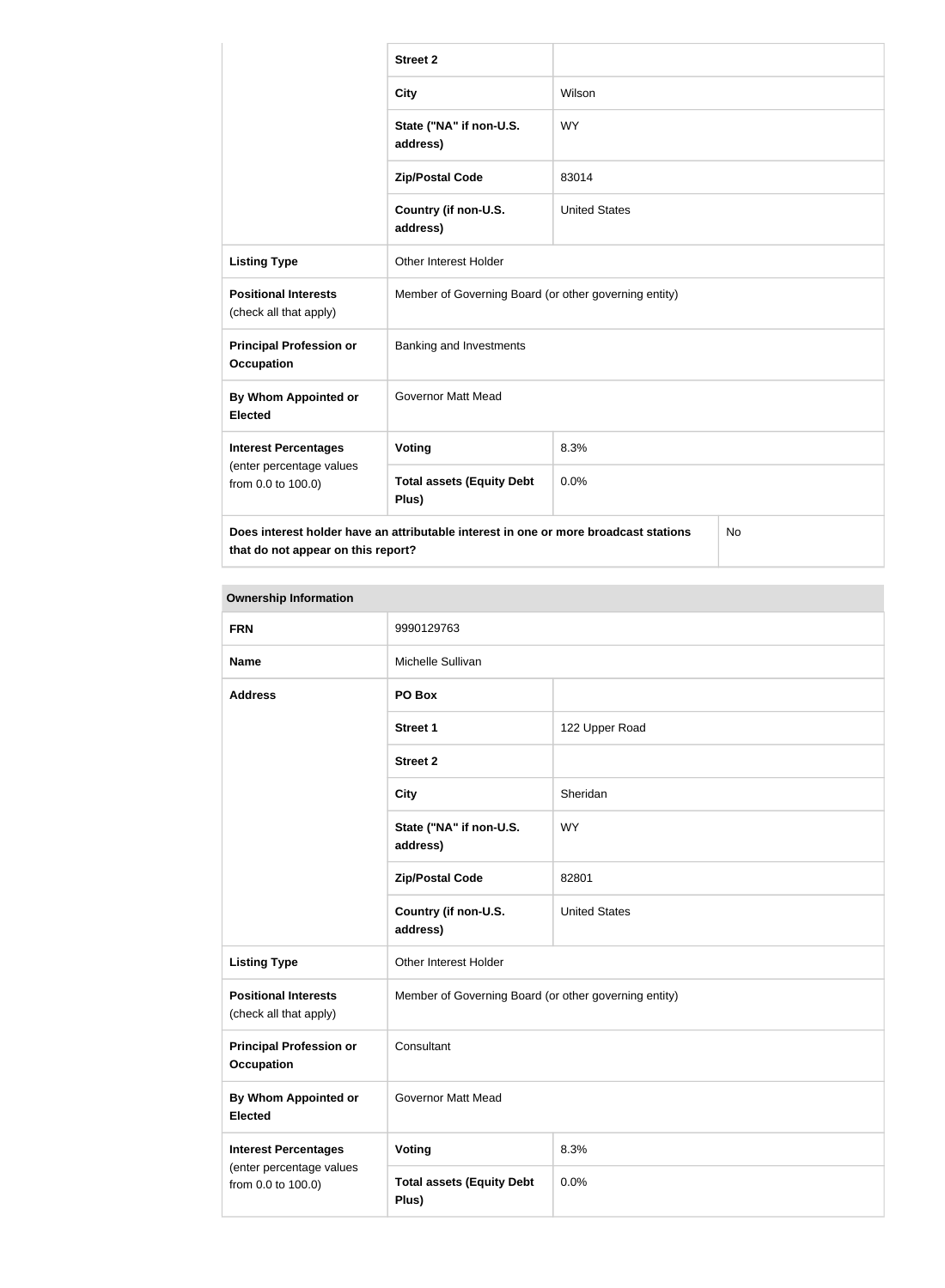| | | |
|---|---|---|
| | **Street 2** | |
| | **City** | Wilson |
| | **State ("NA" if non-U.S. address)** | WY |
| | **Zip/Postal Code** | 83014 |
| | **Country (if non-U.S. address)** | United States |
| **Listing Type** | Other Interest Holder | |
| **Positional Interests** (check all that apply) | Member of Governing Board (or other governing entity) | |
| **Principal Profession or Occupation** | Banking and Investments | |
| **By Whom Appointed or Elected** | Governor Matt Mead | |
| **Interest Percentages** (enter percentage values from 0.0 to 100.0) | **Voting** | 8.3% |
| | **Total assets (Equity Debt Plus)** | 0.0% |
| **Does interest holder have an attributable interest in one or more broadcast stations that do not appear on this report?** | | No |

| **Ownership Information** | | |
|---|---|---|
| **FRN** | 9990129763 | |
| **Name** | Michelle Sullivan | |
| **Address** | **PO Box** | |
| | **Street 1** | 122 Upper Road |
| | **Street 2** | |
| | **City** | Sheridan |
| | **State ("NA" if non-U.S. address)** | WY |
| | **Zip/Postal Code** | 82801 |
| | **Country (if non-U.S. address)** | United States |
| **Listing Type** | Other Interest Holder | |
| **Positional Interests** (check all that apply) | Member of Governing Board (or other governing entity) | |
| **Principal Profession or Occupation** | Consultant | |
| **By Whom Appointed or Elected** | Governor Matt Mead | |
| **Interest Percentages** (enter percentage values from 0.0 to 100.0) | **Voting** | 8.3% |
| | **Total assets (Equity Debt Plus)** | 0.0% |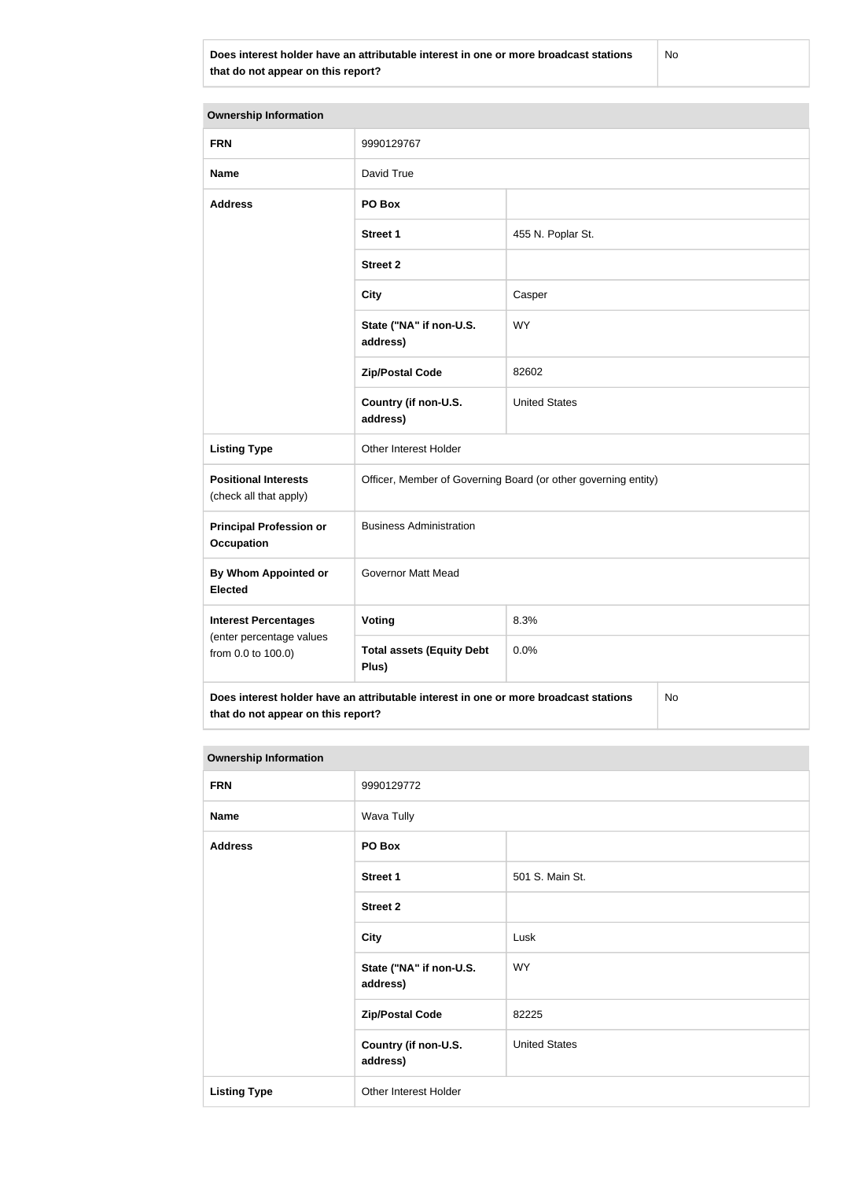| Does interest holder have an attributable interest in one or more broadcast stations that do not appear on this report? | No |
|---|---|

| Ownership Information | | |
|---|---|---|
| **FRN** | 9990129767 | |
| **Name** | David True | |
| **Address** | **PO Box** | |
| | **Street 1** | 455 N. Poplar St. |
| | **Street 2** | |
| | **City** | Casper |
| | **State ("NA" if non-U.S. address)** | WY |
| | **Zip/Postal Code** | 82602 |
| | **Country (if non-U.S. address)** | United States |
| **Listing Type** | Other Interest Holder | |
| **Positional Interests** (check all that apply) | Officer, Member of Governing Board (or other governing entity) | |
| **Principal Profession or Occupation** | Business Administration | |
| **By Whom Appointed or Elected** | Governor Matt Mead | |
| **Interest Percentages** (enter percentage values from 0.0 to 100.0) | **Voting** | 8.3% |
| | **Total assets (Equity Debt Plus)** | 0.0% |
| **Does interest holder have an attributable interest in one or more broadcast stations that do not appear on this report?** | | No |

| Ownership Information | | |
|---|---|---|
| **FRN** | 9990129772 | |
| **Name** | Wava Tully | |
| **Address** | **PO Box** | |
| | **Street 1** | 501 S. Main St. |
| | **Street 2** | |
| | **City** | Lusk |
| | **State ("NA" if non-U.S. address)** | WY |
| | **Zip/Postal Code** | 82225 |
| | **Country (if non-U.S. address)** | United States |
| **Listing Type** | Other Interest Holder | |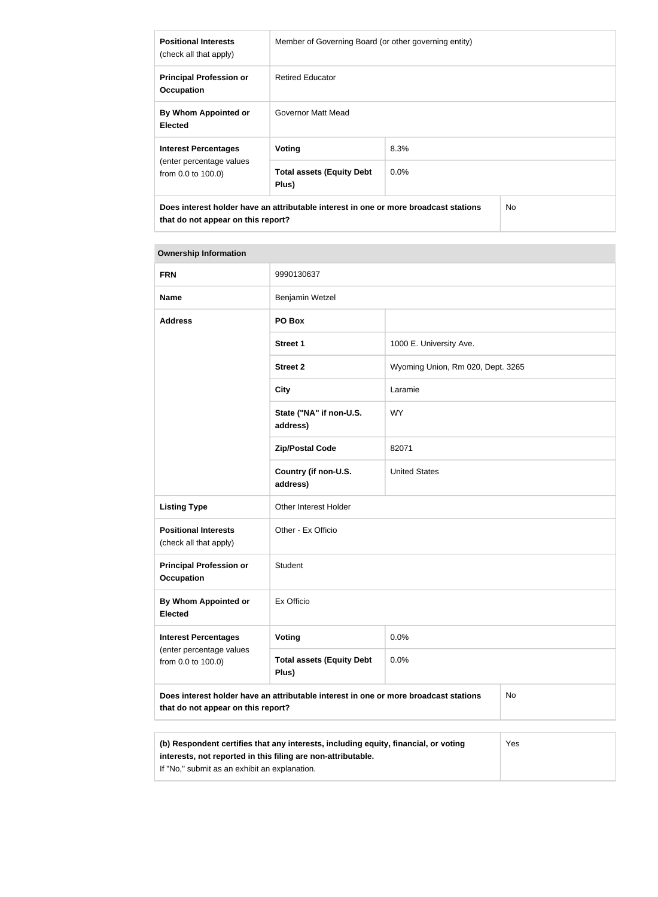| Positional Interests (check all that apply) | Member of Governing Board (or other governing entity) | |
|---|---|---|
| **Principal Profession or Occupation** | Retired Educator | |
| **By Whom Appointed or Elected** | Governor Matt Mead | |
| **Interest Percentages** (enter percentage values from 0.0 to 100.0) | **Voting** | 8.3% |
| | **Total assets (Equity Debt Plus)** | 0.0% |
| **Does interest holder have an attributable interest in one or more broadcast stations that do not appear on this report?** | | No |

| Ownership Information | | |
|---|---|---|
| **FRN** | 9990130637 | |
| **Name** | Benjamin Wetzel | |
| **Address** | **PO Box** | |
| | **Street 1** | 1000 E. University Ave. |
| | **Street 2** | Wyoming Union, Rm 020, Dept. 3265 |
| | **City** | Laramie |
| | **State ("NA" if non-U.S. address)** | WY |
| | **Zip/Postal Code** | 82071 |
| | **Country (if non-U.S. address)** | United States |
| **Listing Type** | Other Interest Holder | |
| **Positional Interests** (check all that apply) | Other - Ex Officio | |
| **Principal Profession or Occupation** | Student | |
| **By Whom Appointed or Elected** | Ex Officio | |
| **Interest Percentages** (enter percentage values from 0.0 to 100.0) | **Voting** | 0.0% |
| | **Total assets (Equity Debt Plus)** | 0.0% |
| **Does interest holder have an attributable interest in one or more broadcast stations that do not appear on this report?** | | No |

| **(b) Respondent certifies that any interests, including equity, financial, or voting interests, not reported in this filing are non-attributable.** If "No," submit as an exhibit an explanation. | Yes |
|---|---|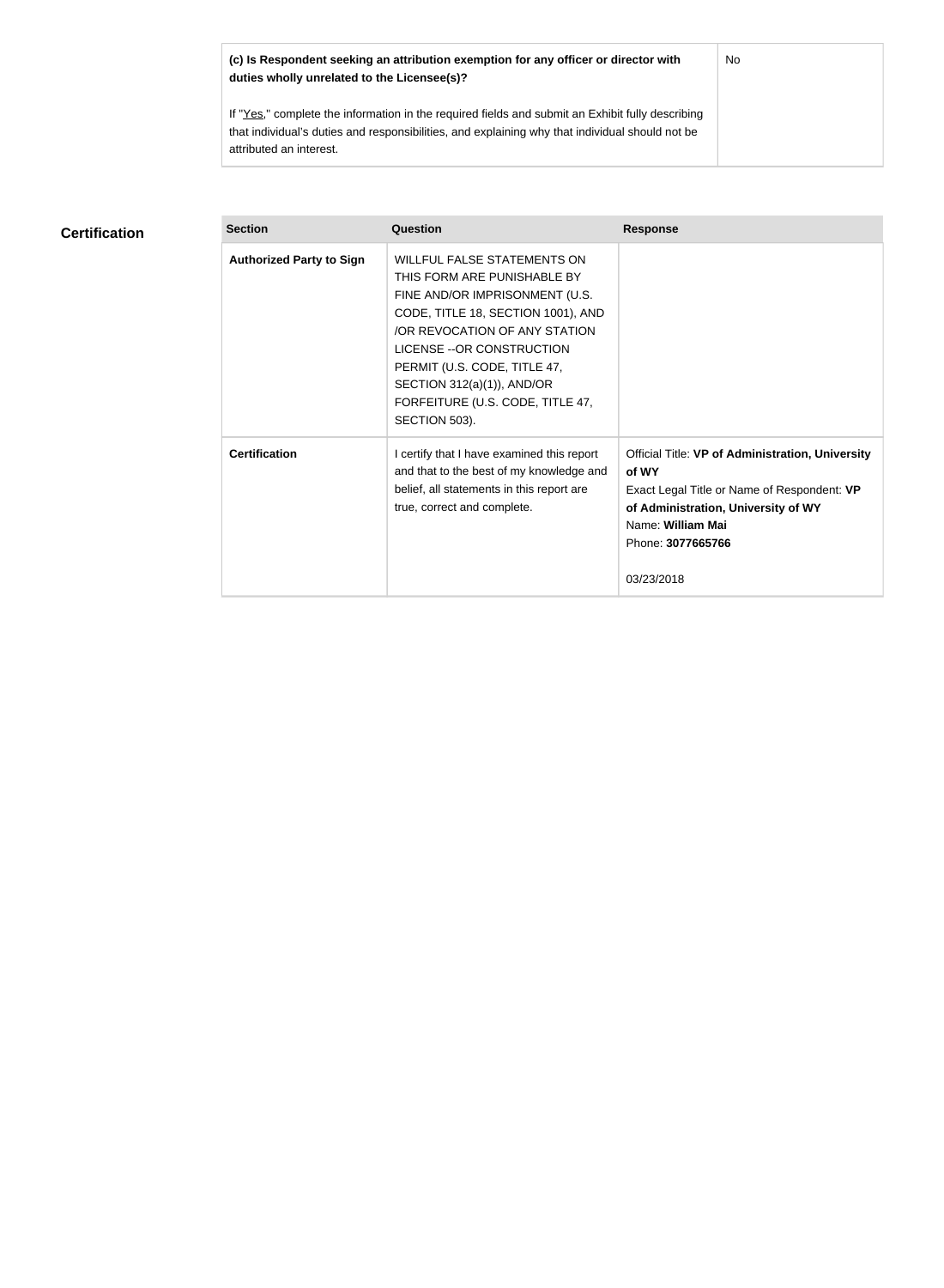| | |
|---|---|
| **(c) Is Respondent seeking an attribution exemption for any officer or director with duties wholly unrelated to the Licensee(s)?**<br><br>If "Yes," complete the information in the required fields and submit an Exhibit fully describing that individual's duties and responsibilities, and explaining why that individual should not be attributed an interest. | No |

## Certification

| Section | Question | Response |
|---|---|---|
| **Authorized Party to Sign** | WILLFUL FALSE STATEMENTS ON THIS FORM ARE PUNISHABLE BY FINE AND/OR IMPRISONMENT (U.S. CODE, TITLE 18, SECTION 1001), AND /OR REVOCATION OF ANY STATION LICENSE --OR CONSTRUCTION PERMIT (U.S. CODE, TITLE 47, SECTION 312(a)(1)), AND/OR FORFEITURE (U.S. CODE, TITLE 47, SECTION 503). | |
| **Certification** | I certify that I have examined this report and that to the best of my knowledge and belief, all statements in this report are true, correct and complete. | Official Title: **VP of Administration, University of WY**<br>Exact Legal Title or Name of Respondent: **VP of Administration, University of WY**<br>Name: **William Mai**<br>Phone: **3077665766**<br><br>03/23/2018 |